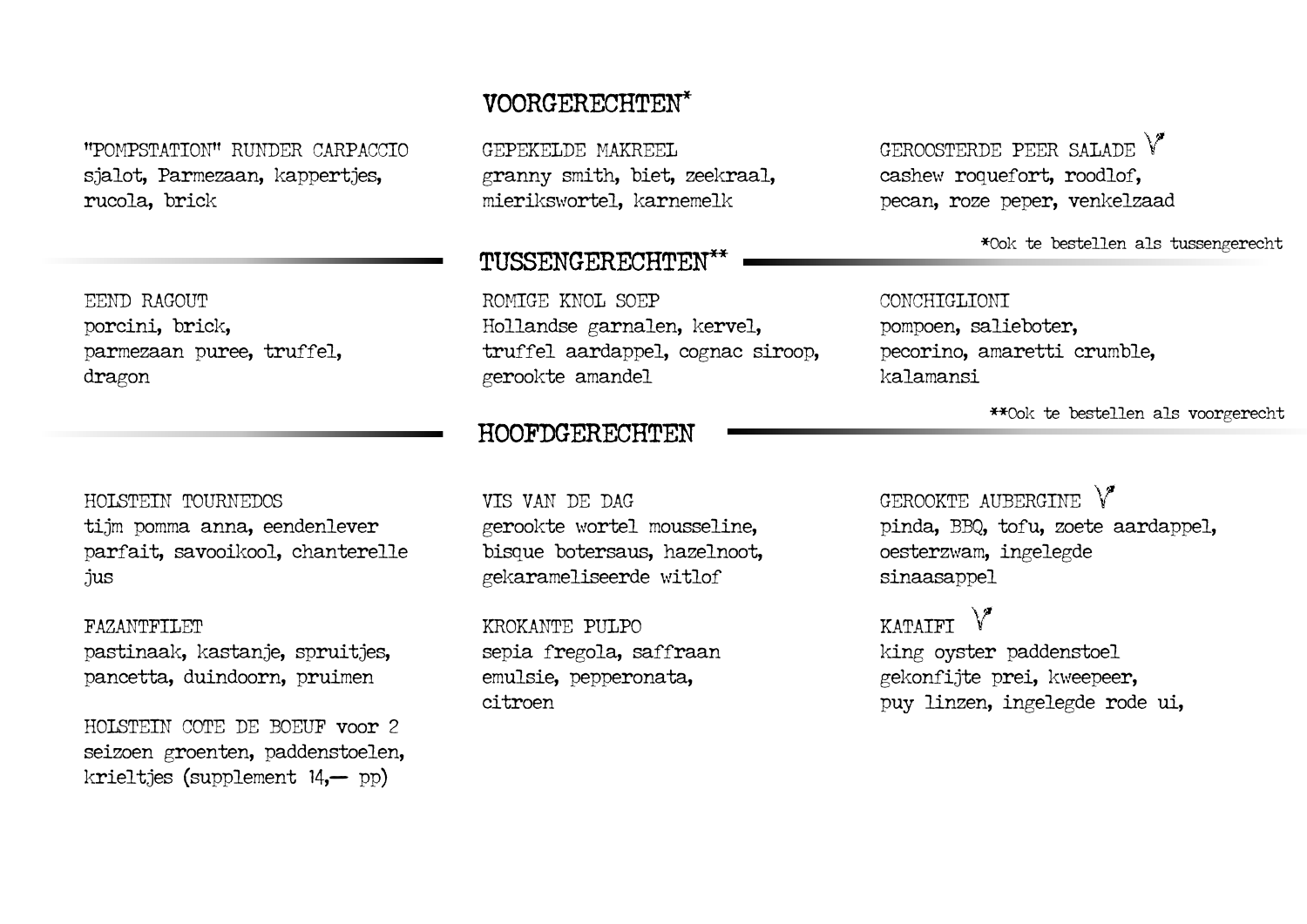## VOORGERECHTEN*

"POMPSTATION" RUNDER CARPACCIO
sjalot, Parmezaan, kappertjes,
rucola, brick

GEPEKELDE MAKREEL
granny smith, biet, zeekraal,
mierikswortel, karnemelk

GEROOSTERDE PEER SALADE V
cashew roquefort, roodlof,
pecan, roze peper, venkelzaad

*Ook te bestellen als tussengerecht

## TUSSENGERECHTEN**

EEND RAGOUT
porcini, brick,
parmezaan puree, truffel,
dragon

ROMIGE KNOL SOEP
Hollandse garnalen, kervel,
truffel aardappel, cognac siroop,
gerookte amandel

CONCHIGLIONI
pompoen, salieboter,
pecorino, amaretti crumble,
kalamansi

**Ook te bestellen als voorgerecht

## HOOFDGERECHTEN

HOLSTEIN TOURNEDOS
tijm pomma anna, eendenlever
parfait, savooikool, chanterelle
jus

FAZANTFILET
pastinaak, kastanje, spruitjes,
pancetta, duindoorn, pruimen

HOLSTEIN COTE DE BOEUF voor 2
seizoen groenten, paddenstoelen,
krieltjes (supplement 14,— pp)

VIS VAN DE DAG
gerookte wortel mousseline,
bisque botersaus, hazelnoot,
gekarameliseerde witlof

KROKANTE PULPO
sepia fregola, saffraan
emulsie, pepperonata,
citroen

GEROOKTE AUBERGINE V
pinda, BBQ, tofu, zoete aardappel,
oesterzwam, ingelegde
sinaasappel

KATAIFI V
king oyster paddenstoel
gekonfijte prei, kweepeer,
puy linzen, ingelegde rode ui,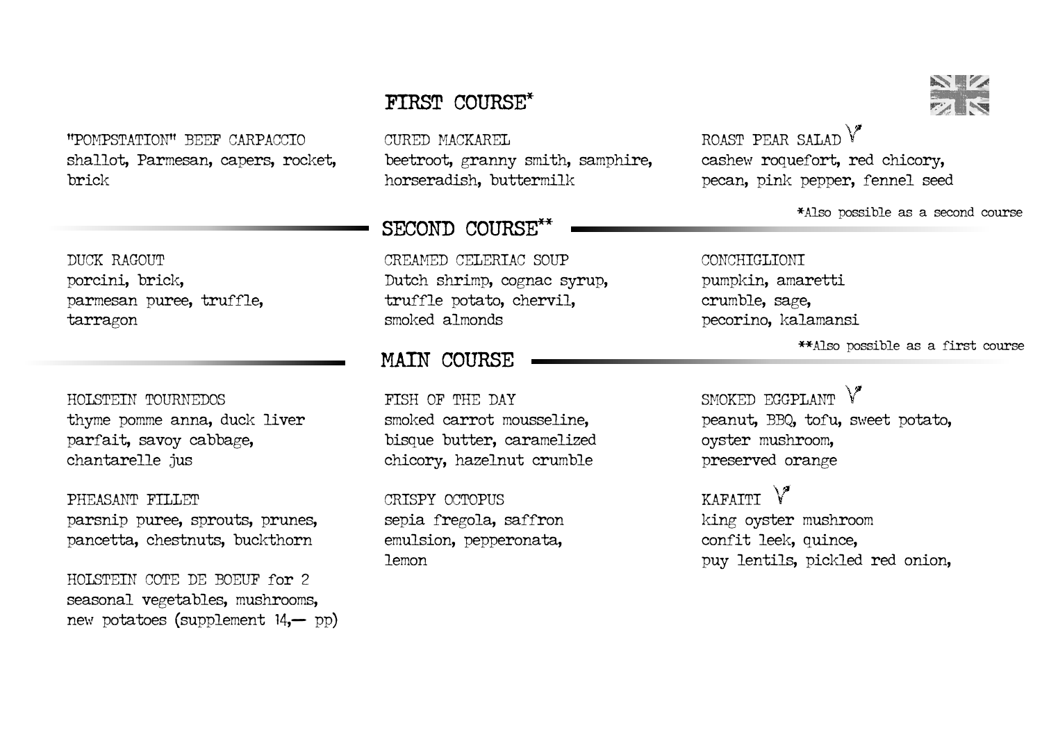## FIRST COURSE*

**"POMPSTATION" BEEF CARPACCIO**
shallot, Parmesan, capers, rocket, brick

**CURED MACKEREL**
beetroot, granny smith, samphire, horseradish, buttermilk

**ROAST PEAR SALAD** V
cashew roquefort, red chicory, pecan, pink pepper, fennel seed

*Also possible as a second course

## SECOND COURSE**

**DUCK RAGOUT**
porcini, brick, parmesan puree, truffle, tarragon

**CREAMED CELERIAC SOUP**
Dutch shrimp, cognac syrup, truffle potato, chervil, smoked almonds

**CONCHIGLIONI**
pumpkin, amaretti crumble, sage, pecorino, kalamansi

**Also possible as a first course

## MAIN COURSE

**HOLSTEIN TOURNEDOS**
thyme pomme anna, duck liver parfait, savoy cabbage, chantarelle jus

**PHEASANT FILLET**
parsnip puree, sprouts, prunes, pancetta, chestnuts, buckthorn

**HOLSTEIN COTE DE BOEUF for 2**
seasonal vegetables, mushrooms, new potatoes (supplement 14,— pp)

**FISH OF THE DAY**
smoked carrot mousseline, bisque butter, caramelized chicory, hazelnut crumble

**CRISPY OCTOPUS**
sepia fregola, saffron emulsion, pepperonata, lemon

**SMOKED EGGPLANT** V
peanut, BBQ, tofu, sweet potato, oyster mushroom, preserved orange

**KAFAITI** V
king oyster mushroom confit leek, quince, puy lentils, pickled red onion,